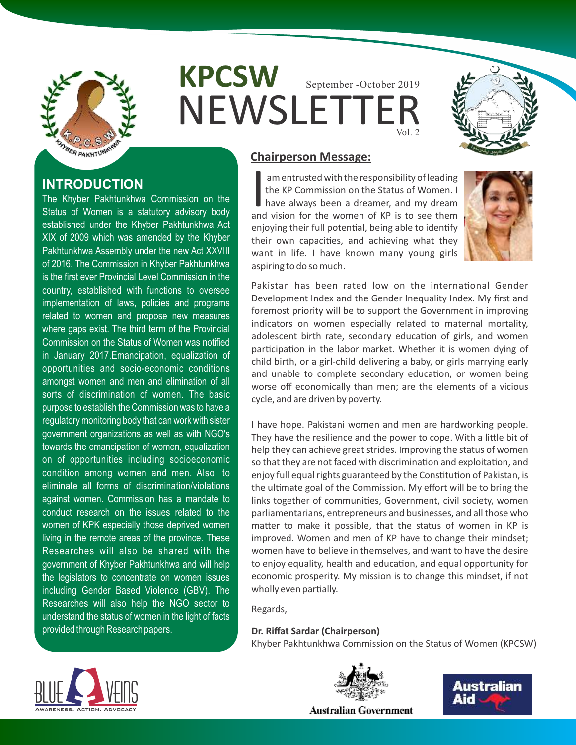# KPCSW NEWSLETTER

September -October 2019

Vol. 2

## INTRODUCTION

The Khyber Pakhtunkhwa Commission on the Status of Women is a statutory advisory body established under the Khyber Pakhtunkhwa Act XIX of 2009 which was amended by the Khyber Pakhtunkhwa Assembly under the new Act XXVIII of 2016. The Commission in Khyber Pakhtunkhwa is the first ever Provincial Level Commission in the country, established with functions to oversee implementation of laws, policies and programs related to women and propose new measures where gaps exist. The third term of the Provincial Commission on the Status of Women was notified in January 2017.Emancipation, equalization of opportunities and socio-economic conditions amongst women and men and elimination of all sorts of discrimination of women. The basic purpose to establish the Commission was to have a regulatory monitoring body that can work with sister government organizations as well as with NGO's towards the emancipation of women, equalization on of opportunities including socioeconomic condition among women and men. Also, to eliminate all forms of discrimination/violations against women. Commission has a mandate to conduct research on the issues related to the women of KPK especially those deprived women living in the remote areas of the province. These Researches will also be shared with the government of Khyber Pakhtunkhwa and will help the legislators to concentrate on women issues including Gender Based Violence (GBV). The Researches will also help the NGO sector to understand the status of women in the light of facts provided through Research papers.

## Chairperson Message:

I am entrusted with the responsibility of leading the KP Commission on the Status of Women. I have always been a dreamer, and my dream and vision for the women of KP is to see them enjoying their full potential, being able to identify their own capacities, and achieving what they want in life. I have known many young girls aspiring to do so much.

Pakistan has been rated low on the international Gender Development Index and the Gender Inequality Index. My first and foremost priority will be to support the Government in improving indicators on women especially related to maternal mortality, adolescent birth rate, secondary education of girls, and women participation in the labor market. Whether it is women dying of child birth, or a girl-child delivering a baby, or girls marrying early and unable to complete secondary education, or women being worse off economically than men; are the elements of a vicious cycle, and are driven by poverty.

I have hope. Pakistani women and men are hardworking people. They have the resilience and the power to cope. With a little bit of help they can achieve great strides. Improving the status of women so that they are not faced with discrimination and exploitation, and enjoy full equal rights guaranteed by the Constitution of Pakistan, is the ultimate goal of the Commission. My effort will be to bring the links together of communities, Government, civil society, women parliamentarians, entrepreneurs and businesses, and all those who matter to make it possible, that the status of women in KP is improved. Women and men of KP have to change their mindset; women have to believe in themselves, and want to have the desire to enjoy equality, health and education, and equal opportunity for economic prosperity. My mission is to change this mindset, if not wholly even partially.

Regards,

**Dr. Riffat Sardar (Chairperson)**
Khyber Pakhtunkhwa Commission on the Status of Women (KPCSW)

BLUE VEINS — Awareness. Action. Advocacy

Australian Government

Australian Aid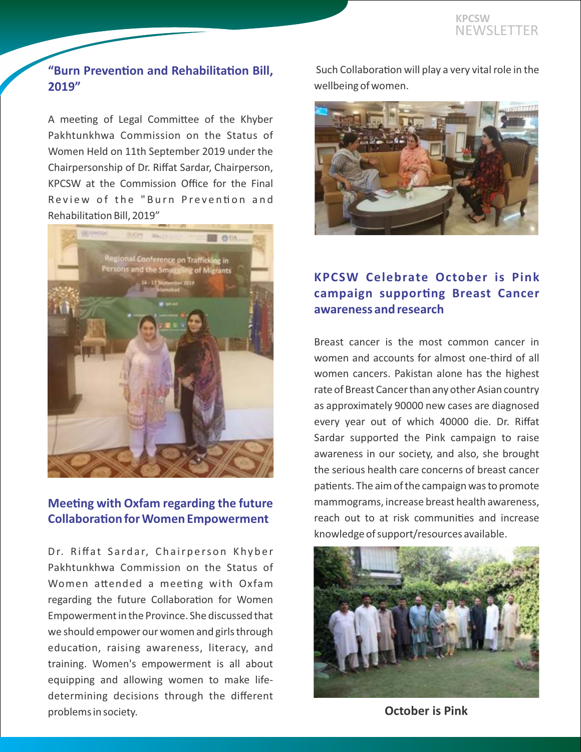## "Burn Prevention and Rehabilitation Bill, 2019"

A meeting of Legal Committee of the Khyber Pakhtunkhwa Commission on the Status of Women Held on 11th September 2019 under the Chairpersonship of Dr. Riffat Sardar, Chairperson, KPCSW at the Commission Office for the Final Review of the "Burn Prevention and Rehabilitation Bill, 2019"

## Meeting with Oxfam regarding the future Collaboration for Women Empowerment

Dr. Riffat Sardar, Chairperson Khyber Pakhtunkhwa Commission on the Status of Women attended a meeting with Oxfam regarding the future Collaboration for Women Empowerment in the Province. She discussed that we should empower our women and girls through education, raising awareness, literacy, and training. Women's empowerment is all about equipping and allowing women to make life-determining decisions through the different problems in society.

Such Collaboration will play a very vital role in the wellbeing of women.

## KPCSW Celebrate October is Pink campaign supporting Breast Cancer awareness and research

Breast cancer is the most common cancer in women and accounts for almost one-third of all women cancers. Pakistan alone has the highest rate of Breast Cancer than any other Asian country as approximately 90000 new cases are diagnosed every year out of which 40000 die. Dr. Riffat Sardar supported the Pink campaign to raise awareness in our society, and also, she brought the serious health care concerns of breast cancer patients. The aim of the campaign was to promote mammograms, increase breast health awareness, reach out to at risk communities and increase knowledge of support/resources available.

**October is Pink**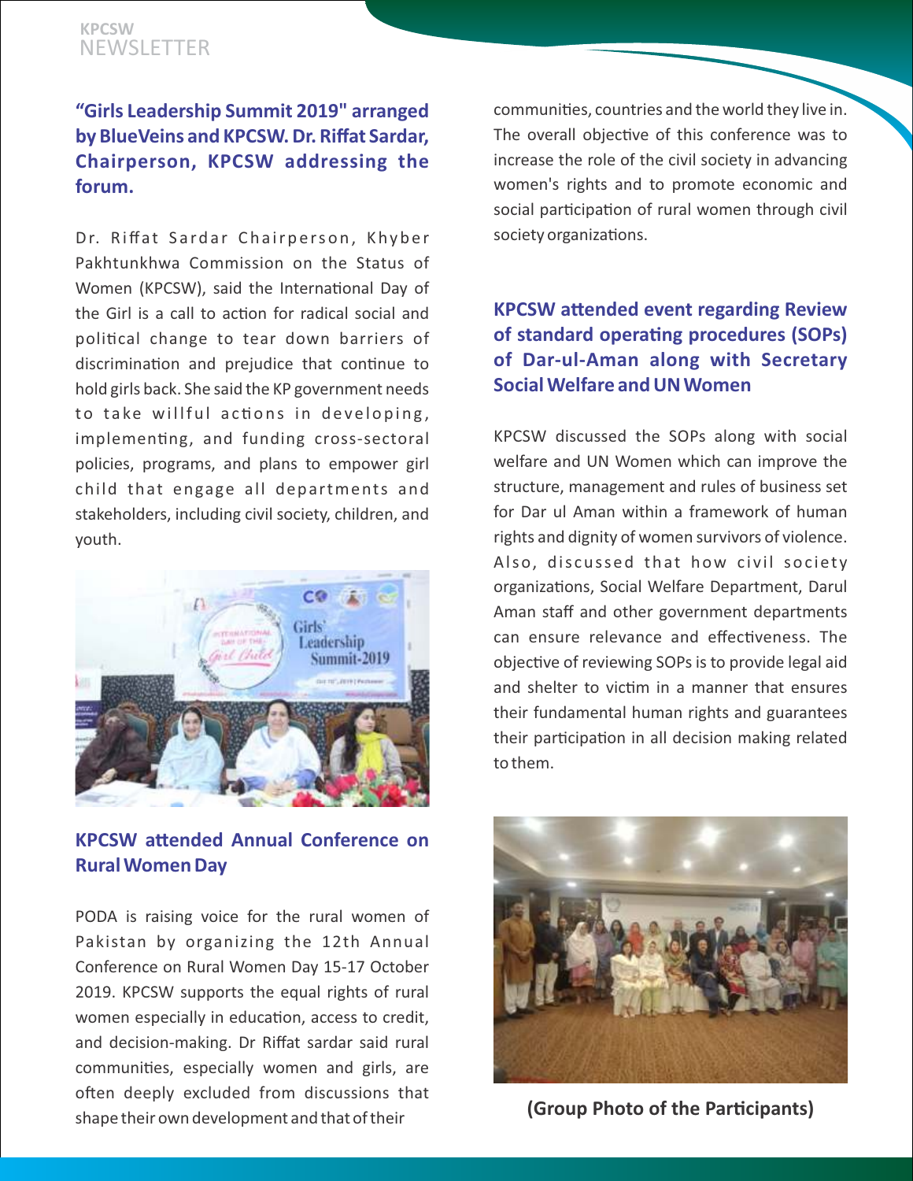## "Girls Leadership Summit 2019" arranged by BlueVeins and KPCSW. Dr. Riffat Sardar, Chairperson, KPCSW addressing the forum.

Dr. Riffat Sardar Chairperson, Khyber Pakhtunkhwa Commission on the Status of Women (KPCSW), said the International Day of the Girl is a call to action for radical social and political change to tear down barriers of discrimination and prejudice that continue to hold girls back. She said the KP government needs to take willful actions in developing, implementing, and funding cross-sectoral policies, programs, and plans to empower girl child that engage all departments and stakeholders, including civil society, children, and youth.

## KPCSW attended Annual Conference on Rural Women Day

PODA is raising voice for the rural women of Pakistan by organizing the 12th Annual Conference on Rural Women Day 15-17 October 2019. KPCSW supports the equal rights of rural women especially in education, access to credit, and decision-making. Dr Riffat sardar said rural communities, especially women and girls, are often deeply excluded from discussions that shape their own development and that of their communities, countries and the world they live in. The overall objective of this conference was to increase the role of the civil society in advancing women's rights and to promote economic and social participation of rural women through civil society organizations.

## KPCSW attended event regarding Review of standard operating procedures (SOPs) of Dar-ul-Aman along with Secretary Social Welfare and UN Women

KPCSW discussed the SOPs along with social welfare and UN Women which can improve the structure, management and rules of business set for Dar ul Aman within a framework of human rights and dignity of women survivors of violence. Also, discussed that how civil society organizations, Social Welfare Department, Darul Aman staff and other government departments can ensure relevance and effectiveness. The objective of reviewing SOPs is to provide legal aid and shelter to victim in a manner that ensures their fundamental human rights and guarantees their participation in all decision making related to them.

(Group Photo of the Participants)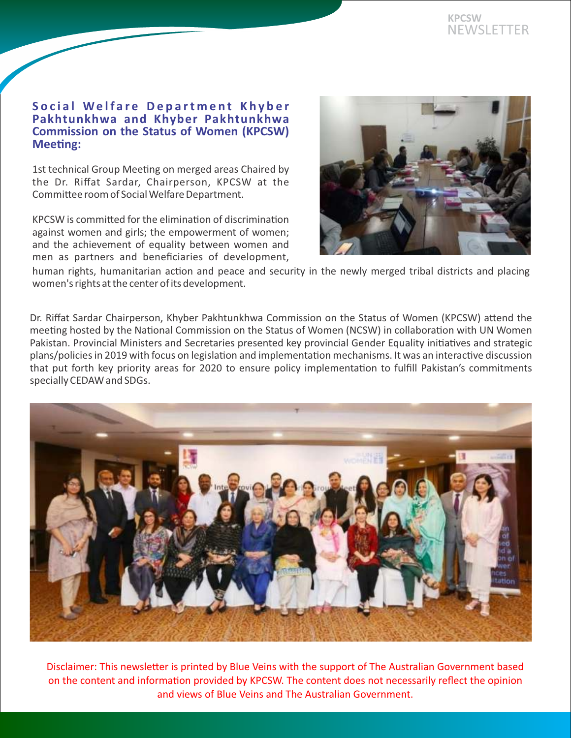## Social Welfare Department Khyber Pakhtunkhwa and Khyber Pakhtunkhwa Commission on the Status of Women (KPCSW) Meeting:

1st technical Group Meeting on merged areas Chaired by the Dr. Riffat Sardar, Chairperson, KPCSW at the Committee room of Social Welfare Department.

KPCSW is committed for the elimination of discrimination against women and girls; the empowerment of women; and the achievement of equality between women and men as partners and beneficiaries of development, human rights, humanitarian action and peace and security in the newly merged tribal districts and placing women's rights at the center of its development.

Dr. Riffat Sardar Chairperson, Khyber Pakhtunkhwa Commission on the Status of Women (KPCSW) attend the meeting hosted by the National Commission on the Status of Women (NCSW) in collaboration with UN Women Pakistan. Provincial Ministers and Secretaries presented key provincial Gender Equality initiatives and strategic plans/policies in 2019 with focus on legislation and implementation mechanisms. It was an interactive discussion that put forth key priority areas for 2020 to ensure policy implementation to fulfill Pakistan's commitments specially CEDAW and SDGs.

Disclaimer: This newsletter is printed by Blue Veins with the support of The Australian Government based on the content and information provided by KPCSW. The content does not necessarily reflect the opinion and views of Blue Veins and The Australian Government.